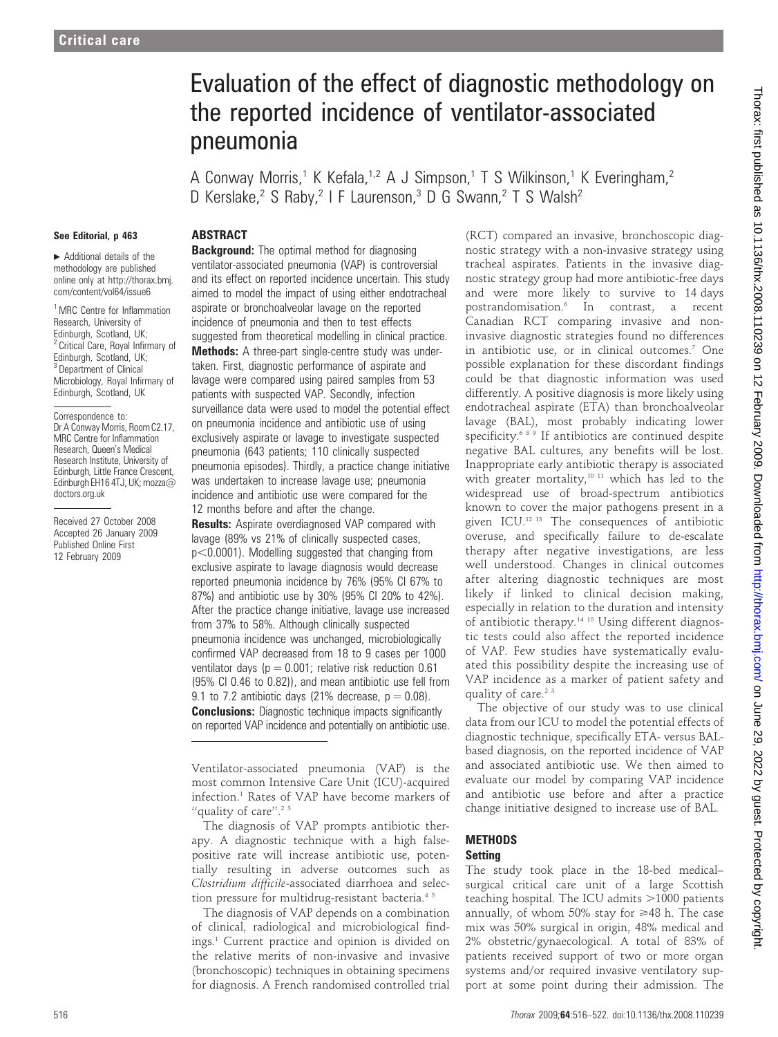Critical care

# Evaluation of the effect of diagnostic methodology on the reported incidence of ventilator-associated pneumonia

A Conway Morris,[1] K Kefala,[1,2] A J Simpson,[1] T S Wilkinson,[1] K Everingham,[2] D Kerslake,[2] S Raby,[2] I F Laurenson,[3] D G Swann,[2] T S Walsh[2]

**See Editorial, p 463**

► Additional details of the methodology are published online only at http://thorax.bmj.com/content/vol64/issue6

[1] MRC Centre for Inflammation Research, University of Edinburgh, Scotland, UK; [2] Critical Care, Royal Infirmary of Edinburgh, Scotland, UK; [3] Department of Clinical Microbiology, Royal Infirmary of Edinburgh, Scotland, UK

Correspondence to: Dr A Conway Morris, Room C2.17, MRC Centre for Inflammation Research, Queen's Medical Research Institute, University of Edinburgh, Little France Crescent, Edinburgh EH16 4TJ, UK; mozza@doctors.org.uk

Received 27 October 2008
Accepted 26 January 2009
Published Online First 12 February 2009

## ABSTRACT

**Background:** The optimal method for diagnosing ventilator-associated pneumonia (VAP) is controversial and its effect on reported incidence uncertain. This study aimed to model the impact of using either endotracheal aspirate or bronchoalveolar lavage on the reported incidence of pneumonia and then to test effects suggested from theoretical modelling in clinical practice.

**Methods:** A three-part single-centre study was undertaken. First, diagnostic performance of aspirate and lavage were compared using paired samples from 53 patients with suspected VAP. Secondly, infection surveillance data were used to model the potential effect on pneumonia incidence and antibiotic use of using exclusively aspirate or lavage to investigate suspected pneumonia (643 patients; 110 clinically suspected pneumonia episodes). Thirdly, a practice change initiative was undertaken to increase lavage use; pneumonia incidence and antibiotic use were compared for the 12 months before and after the change.

**Results:** Aspirate overdiagnosed VAP compared with lavage (89% vs 21% of clinically suspected cases, $p<0.0001$). Modelling suggested that changing from exclusive aspirate to lavage diagnosis would decrease reported pneumonia incidence by 76% (95% CI 67% to 87%) and antibiotic use by 30% (95% CI 20% to 42%). After the practice change initiative, lavage use increased from 37% to 58%. Although clinically suspected pneumonia incidence was unchanged, microbiologically confirmed VAP decreased from 18 to 9 cases per 1000 ventilator days ($p = 0.001$; relative risk reduction 0.61 (95% CI 0.46 to 0.82)), and mean antibiotic use fell from 9.1 to 7.2 antibiotic days (21% decrease, $p = 0.08$).

**Conclusions:** Diagnostic technique impacts significantly on reported VAP incidence and potentially on antibiotic use.

Ventilator-associated pneumonia (VAP) is the most common Intensive Care Unit (ICU)-acquired infection.[1] Rates of VAP have become markers of "quality of care".[2 3]

The diagnosis of VAP prompts antibiotic therapy. A diagnostic technique with a high false-positive rate will increase antibiotic use, potentially resulting in adverse outcomes such as *Clostridium difficile*-associated diarrhoea and selection pressure for multidrug-resistant bacteria.[4 5]

The diagnosis of VAP depends on a combination of clinical, radiological and microbiological findings.[1] Current practice and opinion is divided on the relative merits of non-invasive and invasive (bronchoscopic) techniques in obtaining specimens for diagnosis. A French randomised controlled trial (RCT) compared an invasive, bronchoscopic diagnostic strategy with a non-invasive strategy using tracheal aspirates. Patients in the invasive diagnostic strategy group had more antibiotic-free days and were more likely to survive to 14 days postrandomisation.[6] In contrast, a recent Canadian RCT comparing invasive and non-invasive diagnostic strategies found no differences in antibiotic use, or in clinical outcomes.[7] One possible explanation for these discordant findings could be that diagnostic information was used differently. A positive diagnosis is more likely using endotracheal aspirate (ETA) than bronchoalveolar lavage (BAL), most probably indicating lower specificity.[6 8 9] If antibiotics are continued despite negative BAL cultures, any benefits will be lost. Inappropriate early antibiotic therapy is associated with greater mortality,[10 11] which has led to the widespread use of broad-spectrum antibiotics known to cover the major pathogens present in a given ICU.[12 13] The consequences of antibiotic overuse, and specifically failure to de-escalate therapy after negative investigations, are less well understood. Changes in clinical outcomes after altering diagnostic techniques are most likely if linked to clinical decision making, especially in relation to the duration and intensity of antibiotic therapy.[14 15] Using different diagnostic tests could also affect the reported incidence of VAP. Few studies have systematically evaluated this possibility despite the increasing use of VAP incidence as a marker of patient safety and quality of care.[2 3]

The objective of our study was to use clinical data from our ICU to model the potential effects of diagnostic technique, specifically ETA- versus BAL-based diagnosis, on the reported incidence of VAP and associated antibiotic use. We then aimed to evaluate our model by comparing VAP incidence and antibiotic use before and after a practice change initiative designed to increase use of BAL.

## METHODS

### Setting

The study took place in the 18-bed medical–surgical critical care unit of a large Scottish teaching hospital. The ICU admits >1000 patients annually, of whom 50% stay for ⩾48 h. The case mix was 50% surgical in origin, 48% medical and 2% obstetric/gynaecological. A total of 83% of patients received support of two or more organ systems and/or required invasive ventilatory support at some point during their admission. The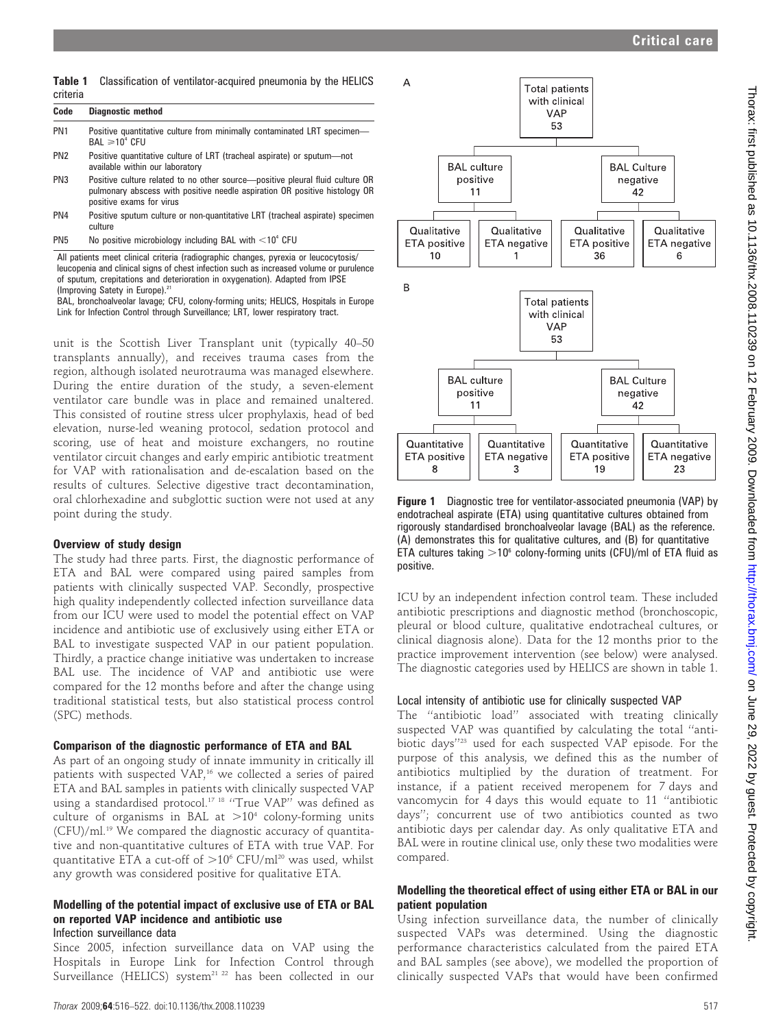**Table 1** Classification of ventilator-acquired pneumonia by the HELICS criteria

| Code | Diagnostic method |
|---|---|
| PN1 | Positive quantitative culture from minimally contaminated LRT specimen—BAL $\geqslant 10^4$ CFU |
| PN2 | Positive quantitative culture of LRT (tracheal aspirate) or sputum—not available within our laboratory |
| PN3 | Positive culture related to no other source—positive pleural fluid culture OR pulmonary abscess with positive needle aspiration OR positive histology OR positive exams for virus |
| PN4 | Positive sputum culture or non-quantitative LRT (tracheal aspirate) specimen culture |
| PN5 | No positive microbiology including BAL with $<10^4$ CFU |

All patients meet clinical criteria (radiographic changes, pyrexia or leucocytosis/leucopenia and clinical signs of chest infection such as increased volume or purulence of sputum, crepitations and deterioration in oxygenation). Adapted from IPSE (Improving Safety in Europe).[21]

BAL, bronchoalveolar lavage; CFU, colony-forming units; HELICS, Hospitals in Europe Link for Infection Control through Surveillance; LRT, lower respiratory tract.

unit is the Scottish Liver Transplant unit (typically 40–50 transplants annually), and receives trauma cases from the region, although isolated neurotrauma was managed elsewhere. During the entire duration of the study, a seven-element ventilator care bundle was in place and remained unaltered. This consisted of routine stress ulcer prophylaxis, head of bed elevation, nurse-led weaning protocol, sedation protocol and scoring, use of heat and moisture exchangers, no routine ventilator circuit changes and early empiric antibiotic treatment for VAP with rationalisation and de-escalation based on the results of cultures. Selective digestive tract decontamination, oral chlorhexadine and subglottic suction were not used at any point during the study.

### Overview of study design

The study had three parts. First, the diagnostic performance of ETA and BAL were compared using paired samples from patients with clinically suspected VAP. Secondly, prospective high quality independently collected infection surveillance data from our ICU were used to model the potential effect on VAP incidence and antibiotic use of exclusively using either ETA or BAL to investigate suspected VAP in our patient population. Thirdly, a practice change initiative was undertaken to increase BAL use. The incidence of VAP and antibiotic use were compared for the 12 months before and after the change using traditional statistical tests, but also statistical process control (SPC) methods.

### Comparison of the diagnostic performance of ETA and BAL

As part of an ongoing study of innate immunity in critically ill patients with suspected VAP,[16] we collected a series of paired ETA and BAL samples in patients with clinically suspected VAP using a standardised protocol.[17 18] "True VAP" was defined as culture of organisms in BAL at $>10^4$ colony-forming units (CFU)/ml.[19] We compared the diagnostic accuracy of quantitative and non-quantitative cultures of ETA with true VAP. For quantitative ETA a cut-off of $>10^6$ CFU/ml[20] was used, whilst any growth was considered positive for qualitative ETA.

### Modelling of the potential impact of exclusive use of ETA or BAL on reported VAP incidence and antibiotic use

#### Infection surveillance data

Since 2005, infection surveillance data on VAP using the Hospitals in Europe Link for Infection Control through Surveillance (HELICS) system[21 22] has been collected in our ICU by an independent infection control team. These included antibiotic prescriptions and diagnostic method (bronchoscopic, pleural or blood culture, qualitative endotracheal cultures, or clinical diagnosis alone). Data for the 12 months prior to the practice improvement intervention (see below) were analysed. The diagnostic categories used by HELICS are shown in table 1.

A

- Total patients with clinical VAP 53
  - BAL culture positive 11
    - Qualitative ETA positive 10
    - Qualitative ETA negative 1
  - BAL Culture negative 42
    - Qualitative ETA positive 36
    - Qualitative ETA negative 6

B

- Total patients with clinical VAP 53
  - BAL culture positive 11
    - Quantitative ETA positive 8
    - Quantitative ETA negative 3
  - BAL Culture negative 42
    - Quantitative ETA positive 19
    - Quantitative ETA negative 23

**Figure 1** Diagnostic tree for ventilator-associated pneumonia (VAP) by endotracheal aspirate (ETA) using quantitative cultures obtained from rigorously standardised bronchoalveolar lavage (BAL) as the reference. (A) demonstrates this for qualitative cultures, and (B) for quantitative ETA cultures taking $>10^6$ colony-forming units (CFU)/ml of ETA fluid as positive.

#### Local intensity of antibiotic use for clinically suspected VAP

The "antibiotic load" associated with treating clinically suspected VAP was quantified by calculating the total "antibiotic days"[23] used for each suspected VAP episode. For the purpose of this analysis, we defined this as the number of antibiotics multiplied by the duration of treatment. For instance, if a patient received meropenem for 7 days and vancomycin for 4 days this would equate to 11 "antibiotic days"; concurrent use of two antibiotics counted as two antibiotic days per calendar day. As only qualitative ETA and BAL were in routine clinical use, only these two modalities were compared.

### Modelling the theoretical effect of using either ETA or BAL in our patient population

Using infection surveillance data, the number of clinically suspected VAPs was determined. Using the diagnostic performance characteristics calculated from the paired ETA and BAL samples (see above), we modelled the proportion of clinically suspected VAPs that would have been confirmed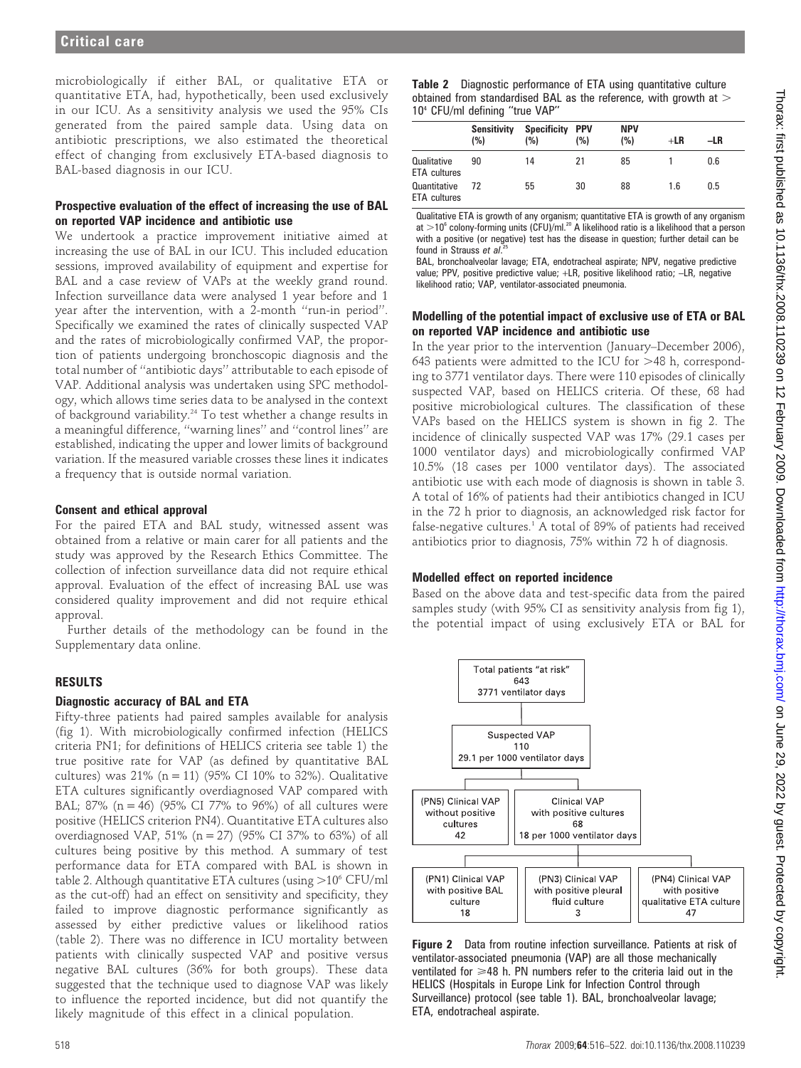microbiologically if either BAL, or qualitative ETA or quantitative ETA, had, hypothetically, been used exclusively in our ICU. As a sensitivity analysis we used the 95% CIs generated from the paired sample data. Using data on antibiotic prescriptions, we also estimated the theoretical effect of changing from exclusively ETA-based diagnosis to BAL-based diagnosis in our ICU.

### Prospective evaluation of the effect of increasing the use of BAL on reported VAP incidence and antibiotic use

We undertook a practice improvement initiative aimed at increasing the use of BAL in our ICU. This included education sessions, improved availability of equipment and expertise for BAL and a case review of VAPs at the weekly grand round. Infection surveillance data were analysed 1 year before and 1 year after the intervention, with a 2-month "run-in period". Specifically we examined the rates of clinically suspected VAP and the rates of microbiologically confirmed VAP, the proportion of patients undergoing bronchoscopic diagnosis and the total number of "antibiotic days" attributable to each episode of VAP. Additional analysis was undertaken using SPC methodology, which allows time series data to be analysed in the context of background variability.[24] To test whether a change results in a meaningful difference, "warning lines" and "control lines" are established, indicating the upper and lower limits of background variation. If the measured variable crosses these lines it indicates a frequency that is outside normal variation.

### Consent and ethical approval

For the paired ETA and BAL study, witnessed assent was obtained from a relative or main carer for all patients and the study was approved by the Research Ethics Committee. The collection of infection surveillance data did not require ethical approval. Evaluation of the effect of increasing BAL use was considered quality improvement and did not require ethical approval.

Further details of the methodology can be found in the Supplementary data online.

## RESULTS

### Diagnostic accuracy of BAL and ETA

Fifty-three patients had paired samples available for analysis (fig 1). With microbiologically confirmed infection (HELICS criteria PN1; for definitions of HELICS criteria see table 1) the true positive rate for VAP (as defined by quantitative BAL cultures) was 21% (n = 11) (95% CI 10% to 32%). Qualitative ETA cultures significantly overdiagnosed VAP compared with BAL; 87% (n = 46) (95% CI 77% to 96%) of all cultures were positive (HELICS criterion PN4). Quantitative ETA cultures also overdiagnosed VAP, 51% (n = 27) (95% CI 37% to 63%) of all cultures being positive by this method. A summary of test performance data for ETA compared with BAL is shown in table 2. Although quantitative ETA cultures (using $>10^6$ CFU/ml as the cut-off) had an effect on sensitivity and specificity, they failed to improve diagnostic performance significantly as assessed by either predictive values or likelihood ratios (table 2). There was no difference in ICU mortality between patients with clinically suspected VAP and positive versus negative BAL cultures (36% for both groups). These data suggested that the technique used to diagnose VAP was likely to influence the reported incidence, but did not quantify the likely magnitude of this effect in a clinical population.

**Table 2** Diagnostic performance of ETA using quantitative culture obtained from standardised BAL as the reference, with growth at $> 10^4$ CFU/ml defining "true VAP"

| | Sensitivity (%) | Specificity (%) | PPV (%) | NPV (%) | +LR | −LR |
|---|---|---|---|---|---|---|
| Qualitative ETA cultures | 90 | 14 | 21 | 85 | 1 | 0.6 |
| Quantitative ETA cultures | 72 | 55 | 30 | 88 | 1.6 | 0.5 |

Qualitative ETA is growth of any organism; quantitative ETA is growth of any organism at $>10^6$ colony-forming units (CFU)/ml.[20] A likelihood ratio is a likelihood that a person with a positive (or negative) test has the disease in question; further detail can be found in Strauss *et al*.[25]

BAL, bronchoalveolar lavage; ETA, endotracheal aspirate; NPV, negative predictive value; PPV, positive predictive value; +LR, positive likelihood ratio; −LR, negative likelihood ratio; VAP, ventilator-associated pneumonia.

### Modelling of the potential impact of exclusive use of ETA or BAL on reported VAP incidence and antibiotic use

In the year prior to the intervention (January–December 2006), 643 patients were admitted to the ICU for >48 h, corresponding to 3771 ventilator days. There were 110 episodes of clinically suspected VAP, based on HELICS criteria. Of these, 68 had positive microbiological cultures. The classification of these VAPs based on the HELICS system is shown in fig 2. The incidence of clinically suspected VAP was 17% (29.1 cases per 1000 ventilator days) and microbiologically confirmed VAP 10.5% (18 cases per 1000 ventilator days). The associated antibiotic use with each mode of diagnosis is shown in table 3. A total of 16% of patients had their antibiotics changed in ICU in the 72 h prior to diagnosis, an acknowledged risk factor for false-negative cultures.[1] A total of 89% of patients had received antibiotics prior to diagnosis, 75% within 72 h of diagnosis.

### Modelled effect on reported incidence

Based on the above data and test-specific data from the paired samples study (with 95% CI as sensitivity analysis from fig 1), the potential impact of using exclusively ETA or BAL for

Total patients "at risk"
643
3771 ventilator days

Suspected VAP
110
29.1 per 1000 ventilator days

(PN5) Clinical VAP without positive cultures
42

Clinical VAP with positive cultures
68
18 per 1000 ventilator days

(PN1) Clinical VAP with positive BAL culture
18

(PN3) Clinical VAP with positive pleural fluid culture
3

(PN4) Clinical VAP with positive qualitative ETA culture
47

**Figure 2** Data from routine infection surveillance. Patients at risk of ventilator-associated pneumonia (VAP) are all those mechanically ventilated for ≥48 h. PN numbers refer to the criteria laid out in the HELICS (Hospitals in Europe Link for Infection Control through Surveillance) protocol (see table 1). BAL, bronchoalveolar lavage; ETA, endotracheal aspirate.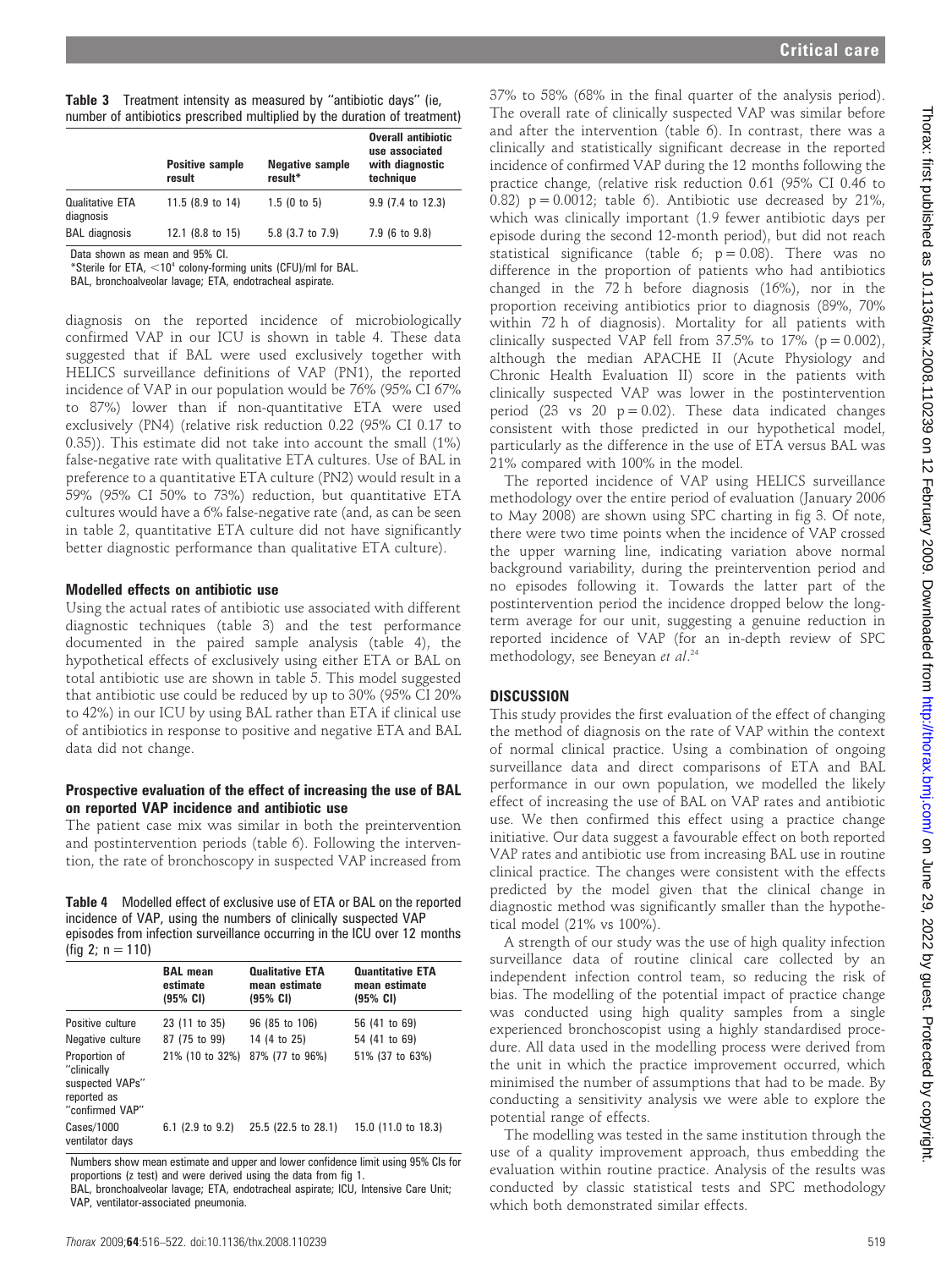**Table 3** Treatment intensity as measured by "antibiotic days" (ie, number of antibiotics prescribed multiplied by the duration of treatment)

| | Positive sample result | Negative sample result* | Overall antibiotic use associated with diagnostic technique |
|---|---|---|---|
| Qualitative ETA diagnosis | 11.5 (8.9 to 14) | 1.5 (0 to 5) | 9.9 (7.4 to 12.3) |
| BAL diagnosis | 12.1 (8.8 to 15) | 5.8 (3.7 to 7.9) | 7.9 (6 to 9.8) |

Data shown as mean and 95% CI.
*Sterile for ETA, $<10^4$ colony-forming units (CFU)/ml for BAL.
BAL, bronchoalveolar lavage; ETA, endotracheal aspirate.

diagnosis on the reported incidence of microbiologically confirmed VAP in our ICU is shown in table 4. These data suggested that if BAL were used exclusively together with HELICS surveillance definitions of VAP (PN1), the reported incidence of VAP in our population would be 76% (95% CI 67% to 87%) lower than if non-quantitative ETA were used exclusively (PN4) (relative risk reduction 0.22 (95% CI 0.17 to 0.35)). This estimate did not take into account the small (1%) false-negative rate with qualitative ETA cultures. Use of BAL in preference to a quantitative ETA culture (PN2) would result in a 59% (95% CI 50% to 73%) reduction, but quantitative ETA cultures would have a 6% false-negative rate (and, as can be seen in table 2, quantitative ETA culture did not have significantly better diagnostic performance than qualitative ETA culture).

### Modelled effects on antibiotic use

Using the actual rates of antibiotic use associated with different diagnostic techniques (table 3) and the test performance documented in the paired sample analysis (table 4), the hypothetical effects of exclusively using either ETA or BAL on total antibiotic use are shown in table 5. This model suggested that antibiotic use could be reduced by up to 30% (95% CI 20% to 42%) in our ICU by using BAL rather than ETA if clinical use of antibiotics in response to positive and negative ETA and BAL data did not change.

### Prospective evaluation of the effect of increasing the use of BAL on reported VAP incidence and antibiotic use

The patient case mix was similar in both the preintervention and postintervention periods (table 6). Following the intervention, the rate of bronchoscopy in suspected VAP increased from 37% to 58% (68% in the final quarter of the analysis period). The overall rate of clinically suspected VAP was similar before and after the intervention (table 6). In contrast, there was a clinically and statistically significant decrease in the reported incidence of confirmed VAP during the 12 months following the practice change, (relative risk reduction 0.61 (95% CI 0.46 to 0.82) $p = 0.0012$; table 6). Antibiotic use decreased by 21%, which was clinically important (1.9 fewer antibiotic days per episode during the second 12-month period), but did not reach statistical significance (table 6; $p = 0.08$). There was no difference in the proportion of patients who had antibiotics changed in the 72 h before diagnosis (16%), nor in the proportion receiving antibiotics prior to diagnosis (89%, 70% within 72 h of diagnosis). Mortality for all patients with clinically suspected VAP fell from 37.5% to 17% ($p = 0.002$), although the median APACHE II (Acute Physiology and Chronic Health Evaluation II) score in the patients with clinically suspected VAP was lower in the postintervention period (23 vs 20 $p = 0.02$). These data indicated changes consistent with those predicted in our hypothetical model, particularly as the difference in the use of ETA versus BAL was 21% compared with 100% in the model.

The reported incidence of VAP using HELICS surveillance methodology over the entire period of evaluation (January 2006 to May 2008) are shown using SPC charting in fig 3. Of note, there were two time points when the incidence of VAP crossed the upper warning line, indicating variation above normal background variability, during the preintervention period and no episodes following it. Towards the latter part of the postintervention period the incidence dropped below the long-term average for our unit, suggesting a genuine reduction in reported incidence of VAP (for an in-depth review of SPC methodology, see Beneyan *et al*.[24]

**Table 4** Modelled effect of exclusive use of ETA or BAL on the reported incidence of VAP, using the numbers of clinically suspected VAP episodes from infection surveillance occurring in the ICU over 12 months (fig 2; n = 110)

| | BAL mean estimate (95% CI) | Qualitative ETA mean estimate (95% CI) | Quantitative ETA mean estimate (95% CI) |
|---|---|---|---|
| Positive culture | 23 (11 to 35) | 96 (85 to 106) | 56 (41 to 69) |
| Negative culture | 87 (75 to 99) | 14 (4 to 25) | 54 (41 to 69) |
| Proportion of "clinically suspected VAPs" reported as "confirmed VAP" | 21% (10 to 32%) | 87% (77 to 96%) | 51% (37 to 63%) |
| Cases/1000 ventilator days | 6.1 (2.9 to 9.2) | 25.5 (22.5 to 28.1) | 15.0 (11.0 to 18.3) |

Numbers show mean estimate and upper and lower confidence limit using 95% CIs for proportions (z test) and were derived using the data from fig 1.
BAL, bronchoalveolar lavage; ETA, endotracheal aspirate; ICU, Intensive Care Unit; VAP, ventilator-associated pneumonia.

## DISCUSSION

This study provides the first evaluation of the effect of changing the method of diagnosis on the rate of VAP within the context of normal clinical practice. Using a combination of ongoing surveillance data and direct comparisons of ETA and BAL performance in our own population, we modelled the likely effect of increasing the use of BAL on VAP rates and antibiotic use. We then confirmed this effect using a practice change initiative. Our data suggest a favourable effect on both reported VAP rates and antibiotic use from increasing BAL use in routine clinical practice. The changes were consistent with the effects predicted by the model given that the clinical change in diagnostic method was significantly smaller than the hypothetical model (21% vs 100%).

A strength of our study was the use of high quality infection surveillance data of routine clinical care collected by an independent infection control team, so reducing the risk of bias. The modelling of the potential impact of practice change was conducted using high quality samples from a single experienced bronchoscopist using a highly standardised procedure. All data used in the modelling process were derived from the unit in which the practice improvement occurred, which minimised the number of assumptions that had to be made. By conducting a sensitivity analysis we were able to explore the potential range of effects.

The modelling was tested in the same institution through the use of a quality improvement approach, thus embedding the evaluation within routine practice. Analysis of the results was conducted by classic statistical tests and SPC methodology which both demonstrated similar effects.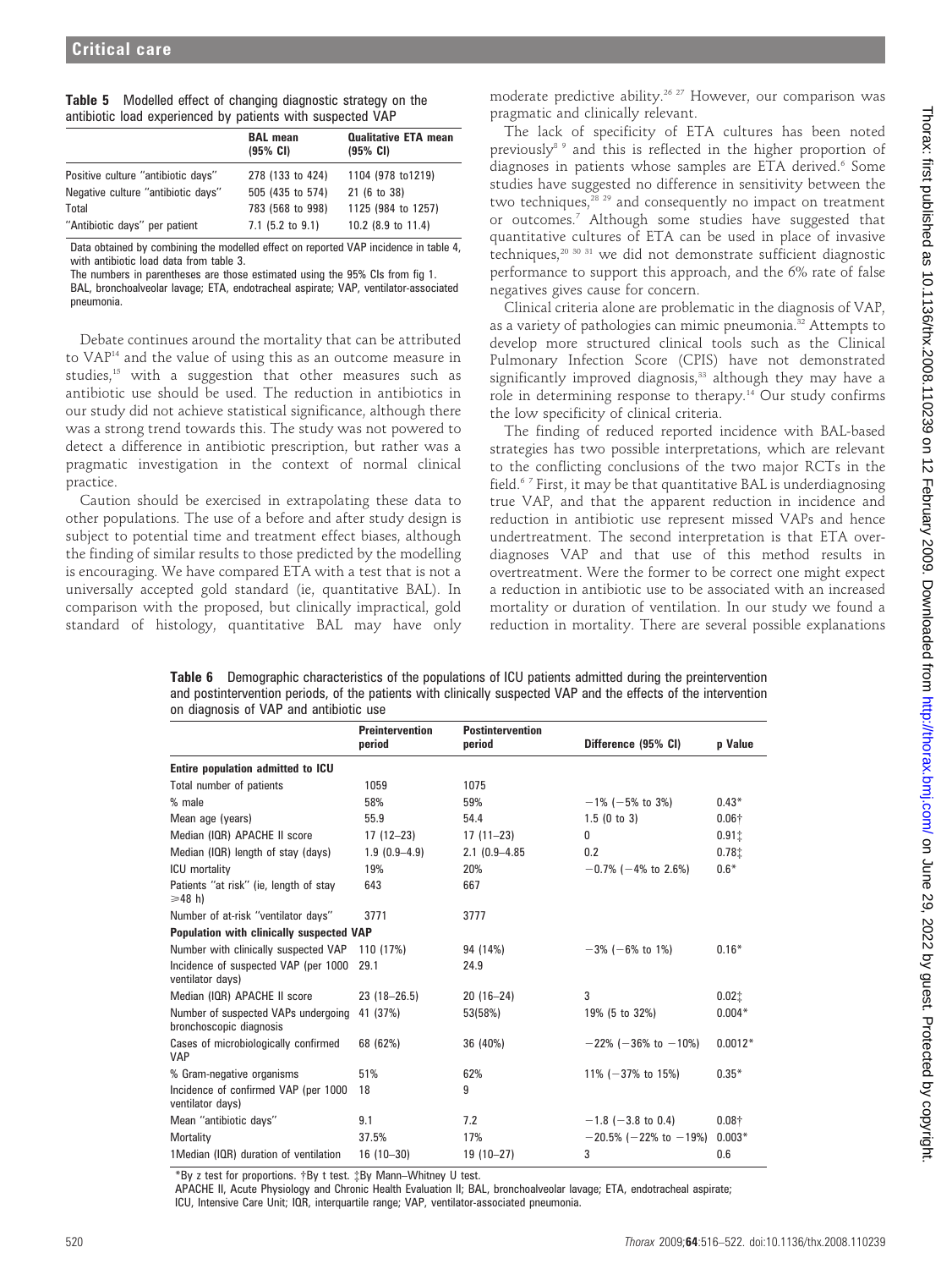**Table 5** Modelled effect of changing diagnostic strategy on the antibiotic load experienced by patients with suspected VAP

| | BAL mean (95% CI) | Qualitative ETA mean (95% CI) |
|---|---|---|
| Positive culture "antibiotic days" | 278 (133 to 424) | 1104 (978 to1219) |
| Negative culture "antibiotic days" | 505 (435 to 574) | 21 (6 to 38) |
| Total | 783 (568 to 998) | 1125 (984 to 1257) |
| "Antibiotic days" per patient | 7.1 (5.2 to 9.1) | 10.2 (8.9 to 11.4) |

Data obtained by combining the modelled effect on reported VAP incidence in table 4, with antibiotic load data from table 3.
The numbers in parentheses are those estimated using the 95% CIs from fig 1.
BAL, bronchoalveolar lavage; ETA, endotracheal aspirate; VAP, ventilator-associated pneumonia.

Debate continues around the mortality that can be attributed to VAP[14] and the value of using this as an outcome measure in studies,[15] with a suggestion that other measures such as antibiotic use should be used. The reduction in antibiotics in our study did not achieve statistical significance, although there was a strong trend towards this. The study was not powered to detect a difference in antibiotic prescription, but rather was a pragmatic investigation in the context of normal clinical practice.

Caution should be exercised in extrapolating these data to other populations. The use of a before and after study design is subject to potential time and treatment effect biases, although the finding of similar results to those predicted by the modelling is encouraging. We have compared ETA with a test that is not a universally accepted gold standard (ie, quantitative BAL). In comparison with the proposed, but clinically impractical, gold standard of histology, quantitative BAL may have only moderate predictive ability.[26 27] However, our comparison was pragmatic and clinically relevant.

The lack of specificity of ETA cultures has been noted previously[8 9] and this is reflected in the higher proportion of diagnoses in patients whose samples are ETA derived.[6] Some studies have suggested no difference in sensitivity between the two techniques,[28 29] and consequently no impact on treatment or outcomes.[7] Although some studies have suggested that quantitative cultures of ETA can be used in place of invasive techniques,[20 30 31] we did not demonstrate sufficient diagnostic performance to support this approach, and the 6% rate of false negatives gives cause for concern.

Clinical criteria alone are problematic in the diagnosis of VAP, as a variety of pathologies can mimic pneumonia.[32] Attempts to develop more structured clinical tools such as the Clinical Pulmonary Infection Score (CPIS) have not demonstrated significantly improved diagnosis,[33] although they may have a role in determining response to therapy.[14] Our study confirms the low specificity of clinical criteria.

The finding of reduced reported incidence with BAL-based strategies has two possible interpretations, which are relevant to the conflicting conclusions of the two major RCTs in the field.[6 7] First, it may be that quantitative BAL is underdiagnosing true VAP, and that the apparent reduction in incidence and reduction in antibiotic use represent missed VAPs and hence undertreatment. The second interpretation is that ETA overdiagnoses VAP and that use of this method results in overtreatment. Were the former to be correct one might expect a reduction in antibiotic use to be associated with an increased mortality or duration of ventilation. In our study we found a reduction in mortality. There are several possible explanations

**Table 6** Demographic characteristics of the populations of ICU patients admitted during the preintervention and postintervention periods, of the patients with clinically suspected VAP and the effects of the intervention on diagnosis of VAP and antibiotic use

| | Preintervention period | Postintervention period | Difference (95% CI) | p Value |
|---|---|---|---|---|
| **Entire population admitted to ICU** | | | | |
| Total number of patients | 1059 | 1075 | | |
| % male | 58% | 59% | −1% (−5% to 3%) | 0.43* |
| Mean age (years) | 55.9 | 54.4 | 1.5 (0 to 3) | 0.06† |
| Median (IQR) APACHE II score | 17 (12–23) | 17 (11–23) | 0 | 0.91‡ |
| Median (IQR) length of stay (days) | 1.9 (0.9–4.9) | 2.1 (0.9–4.85 | 0.2 | 0.78‡ |
| ICU mortality | 19% | 20% | −0.7% (−4% to 2.6%) | 0.6* |
| Patients "at risk" (ie, length of stay ≥48 h) | 643 | 667 | | |
| Number of at-risk "ventilator days" | 3771 | 3777 | | |
| **Population with clinically suspected VAP** | | | | |
| Number with clinically suspected VAP | 110 (17%) | 94 (14%) | −3% (−6% to 1%) | 0.16* |
| Incidence of suspected VAP (per 1000 ventilator days) | 29.1 | 24.9 | | |
| Median (IQR) APACHE II score | 23 (18–26.5) | 20 (16–24) | 3 | 0.02‡ |
| Number of suspected VAPs undergoing bronchoscopic diagnosis | 41 (37%) | 53(58%) | 19% (5 to 32%) | 0.004* |
| Cases of microbiologically confirmed VAP | 68 (62%) | 36 (40%) | −22% (−36% to −10%) | 0.0012* |
| % Gram-negative organisms | 51% | 62% | 11% (−37% to 15%) | 0.35* |
| Incidence of confirmed VAP (per 1000 ventilator days) | 18 | 9 | | |
| Mean "antibiotic days" | 9.1 | 7.2 | −1.8 (−3.8 to 0.4) | 0.08† |
| Mortality | 37.5% | 17% | −20.5% (−22% to −19%) | 0.003* |
| 1Median (IQR) duration of ventilation | 16 (10–30) | 19 (10–27) | 3 | 0.6 |

*By z test for proportions. †By t test. ‡By Mann–Whitney U test.
APACHE II, Acute Physiology and Chronic Health Evaluation II; BAL, bronchoalveolar lavage; ETA, endotracheal aspirate; ICU, Intensive Care Unit; IQR, interquartile range; VAP, ventilator-associated pneumonia.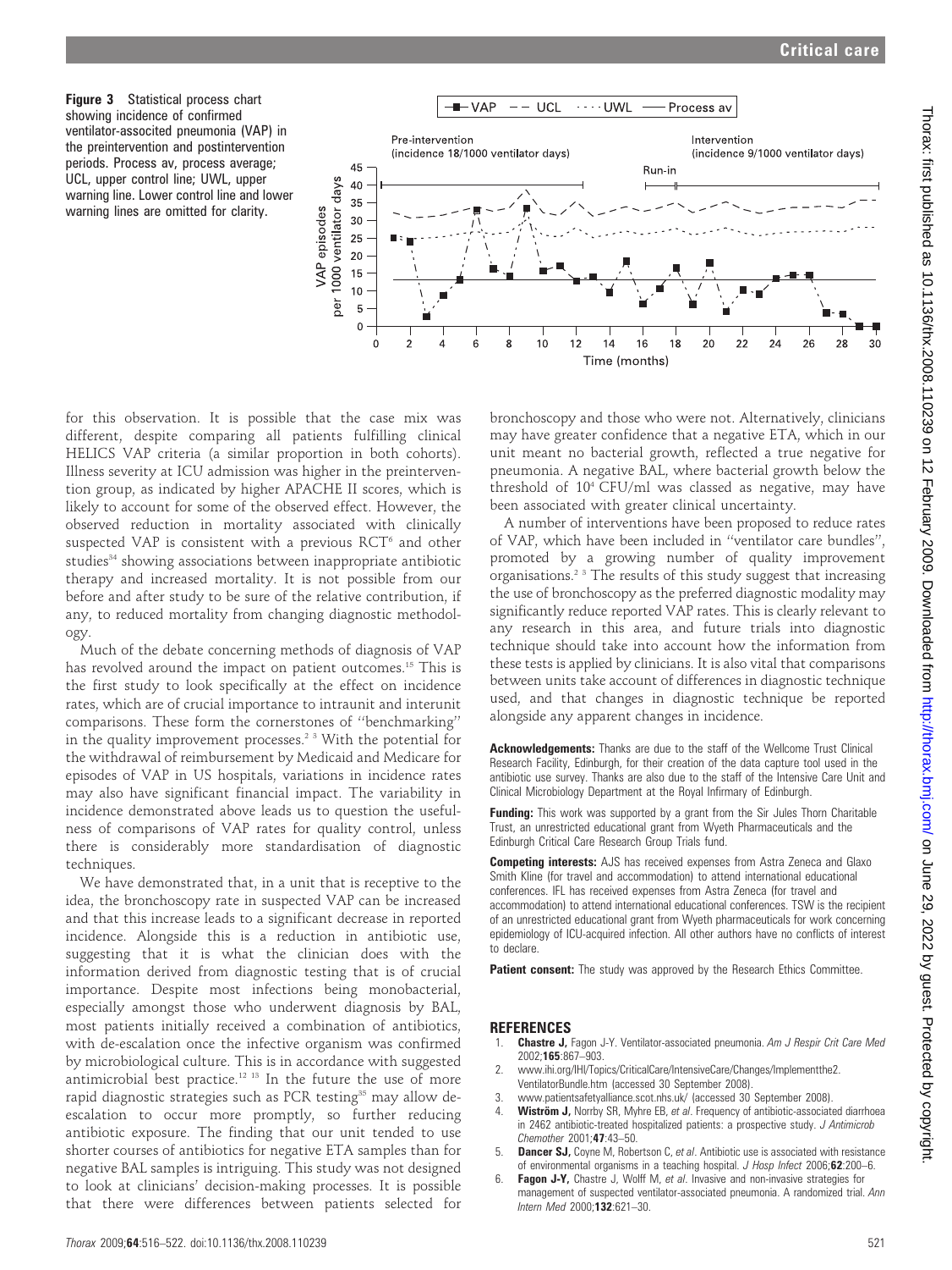**Figure 3** Statistical process chart showing incidence of confirmed ventilator-associated pneumonia (VAP) in the preintervention and postintervention periods. Process av, process average; UCL, upper control line; UWL, upper warning line. Lower control line and lower warning lines are omitted for clarity.

VAP UCL UWL Process av

Pre-intervention (incidence 18/1000 ventilator days)

Intervention (incidence 9/1000 ventilator days)

Run-in

VAP episodes per 1000 ventilator days

0 5 10 15 20 25 30 35 40 45

0 2 4 6 8 10 12 14 16 18 20 22 24 26 28 30

Time (months)

for this observation. It is possible that the case mix was different, despite comparing all patients fulfilling clinical HELICS VAP criteria (a similar proportion in both cohorts). Illness severity at ICU admission was higher in the preintervention group, as indicated by higher APACHE II scores, which is likely to account for some of the observed effect. However, the observed reduction in mortality associated with clinically suspected VAP is consistent with a previous RCT[6] and other studies[34] showing associations between inappropriate antibiotic therapy and increased mortality. It is not possible from our before and after study to be sure of the relative contribution, if any, to reduced mortality from changing diagnostic methodology.

Much of the debate concerning methods of diagnosis of VAP has revolved around the impact on patient outcomes.[15] This is the first study to look specifically at the effect on incidence rates, which are of crucial importance to intraunit and interunit comparisons. These form the cornerstones of "benchmarking" in the quality improvement processes.[2 3] With the potential for the withdrawal of reimbursement by Medicaid and Medicare for episodes of VAP in US hospitals, variations in incidence rates may also have significant financial impact. The variability in incidence demonstrated above leads us to question the usefulness of comparisons of VAP rates for quality control, unless there is considerably more standardisation of diagnostic techniques.

We have demonstrated that, in a unit that is receptive to the idea, the bronchoscopy rate in suspected VAP can be increased and that this increase leads to a significant decrease in reported incidence. Alongside this is a reduction in antibiotic use, suggesting that it is what the clinician does with the information derived from diagnostic testing that is of crucial importance. Despite most infections being monobacterial, especially amongst those who underwent diagnosis by BAL, most patients initially received a combination of antibiotics, with de-escalation once the infective organism was confirmed by microbiological culture. This is in accordance with suggested antimicrobial best practice.[12 13] In the future the use of more rapid diagnostic strategies such as PCR testing[35] may allow de-escalation to occur more promptly, so further reducing antibiotic exposure. The finding that our unit tended to use shorter courses of antibiotics for negative ETA samples than for negative BAL samples is intriguing. This study was not designed to look at clinicians' decision-making processes. It is possible that there were differences between patients selected for bronchoscopy and those who were not. Alternatively, clinicians may have greater confidence that a negative ETA, which in our unit meant no bacterial growth, reflected a true negative for pneumonia. A negative BAL, where bacterial growth below the threshold of $10^4$ CFU/ml was classed as negative, may have been associated with greater clinical uncertainty.

A number of interventions have been proposed to reduce rates of VAP, which have been included in "ventilator care bundles", promoted by a growing number of quality improvement organisations.[2 3] The results of this study suggest that increasing the use of bronchoscopy as the preferred diagnostic modality may significantly reduce reported VAP rates. This is clearly relevant to any research in this area, and future trials into diagnostic technique should take into account how the information from these tests is applied by clinicians. It is also vital that comparisons between units take account of differences in diagnostic technique used, and that changes in diagnostic technique be reported alongside any apparent changes in incidence.

**Acknowledgements:** Thanks are due to the staff of the Wellcome Trust Clinical Research Facility, Edinburgh, for their creation of the data capture tool used in the antibiotic use survey. Thanks are also due to the staff of the Intensive Care Unit and Clinical Microbiology Department at the Royal Infirmary of Edinburgh.

**Funding:** This work was supported by a grant from the Sir Jules Thorn Charitable Trust, an unrestricted educational grant from Wyeth Pharmaceuticals and the Edinburgh Critical Care Research Group Trials fund.

**Competing interests:** AJS has received expenses from Astra Zeneca and Glaxo Smith Kline (for travel and accommodation) to attend international educational conferences. IFL has received expenses from Astra Zeneca (for travel and accommodation) to attend international educational conferences. TSW is the recipient of an unrestricted educational grant from Wyeth pharmaceuticals for work concerning epidemiology of ICU-acquired infection. All other authors have no conflicts of interest to declare.

**Patient consent:** The study was approved by the Research Ethics Committee.

## REFERENCES

1. **Chastre J,** Fagon J-Y. Ventilator-associated pneumonia. *Am J Respir Crit Care Med* 2002;**165**:867–903.
2. www.ihi.org/IHI/Topics/CriticalCare/IntensiveCare/Changes/Implementthe2.VentilatorBundle.htm (accessed 30 September 2008).
3. www.patientsafetyalliance.scot.nhs.uk/ (accessed 30 September 2008).
4. **Wiström J,** Norrby SR, Myhre EB, *et al*. Frequency of antibiotic-associated diarrhoea in 2462 antibiotic-treated hospitalized patients: a prospective study. *J Antimicrob Chemother* 2001;**47**:43–50.
5. **Dancer SJ,** Coyne M, Robertson C, *et al*. Antibiotic use is associated with resistance of environmental organisms in a teaching hospital. *J Hosp Infect* 2006;**62**:200–6.
6. **Fagon J-Y,** Chastre J, Wolff M, *et al*. Invasive and non-invasive strategies for management of suspected ventilator-associated pneumonia. A randomized trial. *Ann Intern Med* 2000;**132**:621–30.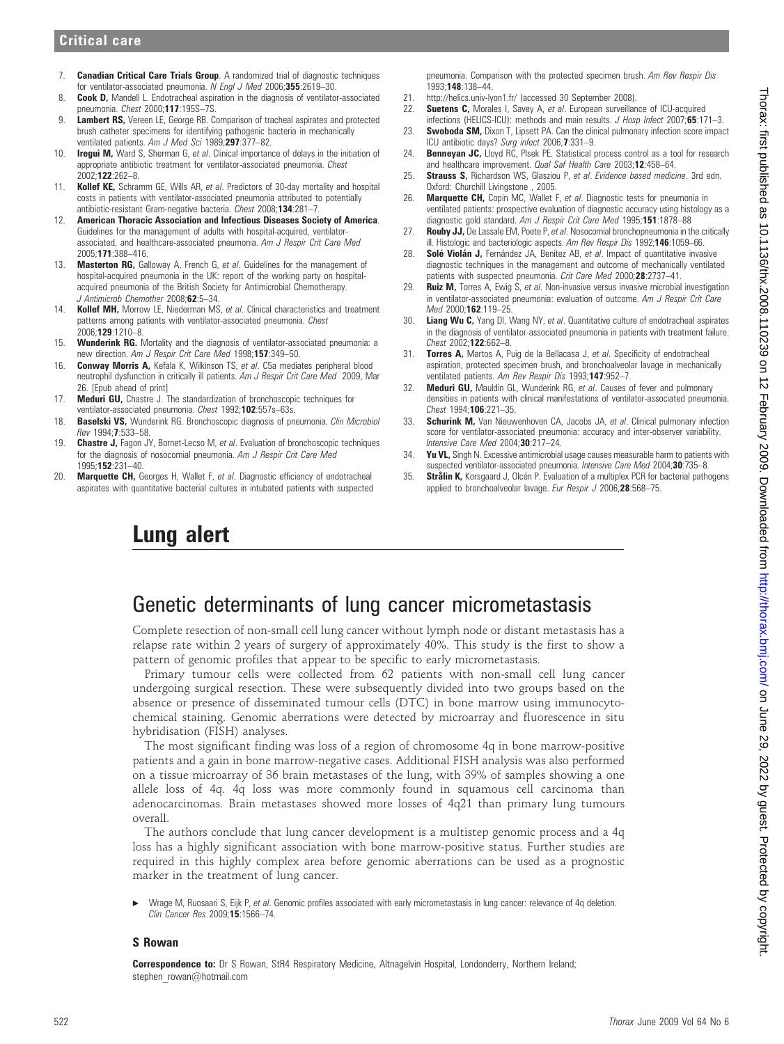7. **Canadian Critical Care Trials Group**. A randomized trial of diagnostic techniques for ventilator-associated pneumonia. *N Engl J Med* 2006;**355**:2619–30.
8. **Cook D,** Mandell L. Endotracheal aspiration in the diagnosis of ventilator-associated pneumonia. *Chest* 2000;**117**:195S–7S.
9. **Lambert RS,** Vereen LE, George RB. Comparison of tracheal aspirates and protected brush catheter specimens for identifying pathogenic bacteria in mechanically ventilated patients. *Am J Med Sci* 1989;**297**:377–82.
10. **Iregui M,** Ward S, Sherman G, *et al*. Clinical importance of delays in the initiation of appropriate antibiotic treatment for ventilator-associated pneumonia. *Chest* 2002;**122**:262–8.
11. **Kollef KE,** Schramm GE, Wills AR, *et al*. Predictors of 30-day mortality and hospital costs in patients with ventilator-associated pneumonia attributed to potentially antibiotic-resistant Gram-negative bacteria. *Chest* 2008;**134**:281–7.
12. **American Thoracic Association and Infectious Diseases Society of America**. Guidelines for the management of adults with hospital-acquired, ventilator-associated, and healthcare-associated pneumonia. *Am J Respir Crit Care Med* 2005;**171**:388–416.
13. **Masterton RG,** Galloway A, French G, *et al*. Guidelines for the management of hospital-acquired pneumonia in the UK: report of the working party on hospital-acquired pneumonia of the British Society for Antimicrobial Chemotherapy. *J Antimicrob Chemother* 2008;**62**:5–34.
14. **Kollef MH,** Morrow LE, Niederman MS, *et al*. Clinical characteristics and treatment patterns among patients with ventilator-associated pneumonia. *Chest* 2006;**129**:1210–8.
15. **Wunderink RG.** Mortality and the diagnosis of ventilator-associated pneumonia: a new direction. *Am J Respir Crit Care Med* 1998;**157**:349–50.
16. **Conway Morris A,** Kefala K, Wilkinson TS, *et al*. C5a mediates peripheral blood neutrophil dysfunction in critically ill patients. *Am J Respir Crit Care Med* 2009, Mar 26. [Epub ahead of print]
17. **Meduri GU,** Chastre J. The standardization of bronchoscopic techniques for ventilator-associated pneumonia. *Chest* 1992;**102**:557s–63s.
18. **Baselski VS,** Wunderink RG. Bronchoscopic diagnosis of pneumonia. *Clin Microbiol Rev* 1994;**7**:533–58.
19. **Chastre J,** Fagon JY, Bornet-Lecso M, *et al*. Evaluation of bronchoscopic techniques for the diagnosis of nosocomial pneumonia. *Am J Respir Crit Care Med* 1995;**152**:231–40.
20. **Marquette CH,** Georges H, Wallet F, *et al*. Diagnostic efficiency of endotracheal aspirates with quantitative bacterial cultures in intubated patients with suspected pneumonia. Comparison with the protected specimen brush. *Am Rev Respir Dis* 1993;**148**:138–44.
21. http://helics.univ-lyon1.fr/ (accessed 30 September 2008).
22. **Suetens C,** Morales I, Savey A, *et al*. European surveillance of ICU-acquired infections (HELICS-ICU): methods and main results. *J Hosp Infect* 2007;**65**:171–3.
23. **Swoboda SM,** Dixon T, Lipsett PA. Can the clinical pulmonary infection score impact ICU antibiotic days? *Surg infect* 2006;**7**:331–9.
24. **Benneyan JC,** Lloyd RC, Plsek PE. Statistical process control as a tool for research and healthcare improvement. *Qual Saf Health Care* 2003;**12**:458–64.
25. **Strauss S,** Richardson WS, Glasziou P, *et al*. *Evidence based medicine*. 3rd edn. Oxford: Churchill Livingstone , 2005.
26. **Marquette CH,** Copin MC, Wallet F, *et al*. Diagnostic tests for pneumonia in ventilated patients: prospective evaluation of diagnostic accuracy using histology as a diagnostic gold standard. *Am J Respir Crit Care Med* 1995;**151**:1878–88
27. **Rouby JJ,** De Lassale EM, Poete P, *et al*. Nosocomial bronchopneumonia in the critically ill. Histologic and bacteriologic aspects. *Am Rev Respir Dis* 1992;**146**:1059–66.
28. **Solé Violán J,** Fernández JA, Benítez AB, *et al*. Impact of quantitative invasive diagnostic techniques in the management and outcome of mechanically ventilated patients with suspected pneumonia. *Crit Care Med* 2000;**28**:2737–41.
29. **Ruiz M,** Torres A, Ewig S, *et al*. Non-invasive versus invasive microbial investigation in ventilator-associated pneumonia: evaluation of outcome. *Am J Respir Crit Care Med* 2000;**162**:119–25.
30. **Liang Wu C,** Yang DI, Wang NY, *et al*. Quantitative culture of endotracheal aspirates in the diagnosis of ventilator-associated pneumonia in patients with treatment failure. *Chest* 2002;**122**:662–8.
31. **Torres A,** Martos A, Puig de la Bellacasa J, *et al*. Specificity of endotracheal aspiration, protected specimen brush, and bronchoalveolar lavage in mechanically ventilated patients. *Am Rev Respir Dis* 1993;**147**:952–7.
32. **Meduri GU,** Mauldin GL, Wunderink RG, *et al*. Causes of fever and pulmonary densities in patients with clinical manifestations of ventilator-associated pneumonia. *Chest* 1994;**106**:221–35.
33. **Schurink M,** Van Nieuwenhoven CA, Jacobs JA, *et al*. Clinical pulmonary infection score for ventilator-associated pneumonia: accuracy and inter-observer variability. *Intensive Care Med* 2004;**30**:217–24.
34. **Yu VL,** Singh N. Excessive antimicrobial usage causes measurable harm to patients with suspected ventilator-associated pneumonia. *Intensive Care Med* 2004;**30**:735–8.
35. **Strålin K,** Korsgaard J, Olcén P. Evaluation of a multiplex PCR for bacterial pathogens applied to bronchoalveolar lavage. *Eur Respir J* 2006;**28**:568–75.

# Lung alert

## Genetic determinants of lung cancer micrometastasis

Complete resection of non-small cell lung cancer without lymph node or distant metastasis has a relapse rate within 2 years of surgery of approximately 40%. This study is the first to show a pattern of genomic profiles that appear to be specific to early micrometastasis.

Primary tumour cells were collected from 62 patients with non-small cell lung cancer undergoing surgical resection. These were subsequently divided into two groups based on the absence or presence of disseminated tumour cells (DTC) in bone marrow using immunocytochemical staining. Genomic aberrations were detected by microarray and fluorescence in situ hybridisation (FISH) analyses.

The most significant finding was loss of a region of chromosome 4q in bone marrow-positive patients and a gain in bone marrow-negative cases. Additional FISH analysis was also performed on a tissue microarray of 36 brain metastases of the lung, with 39% of samples showing a one allele loss of 4q. 4q loss was more commonly found in squamous cell carcinoma than adenocarcinomas. Brain metastases showed more losses of 4q21 than primary lung tumours overall.

The authors conclude that lung cancer development is a multistep genomic process and a 4q loss has a highly significant association with bone marrow-positive status. Further studies are required in this highly complex area before genomic aberrations can be used as a prognostic marker in the treatment of lung cancer.

- Wrage M, Ruosaari S, Eijk P, *et al*. Genomic profiles associated with early micrometastasis in lung cancer: relevance of 4q deletion. *Clin Cancer Res* 2009;**15**:1566–74.

**S Rowan**

**Correspondence to:** Dr S Rowan, StR4 Respiratory Medicine, Altnagelvin Hospital, Londonderry, Northern Ireland; stephen_rowan@hotmail.com